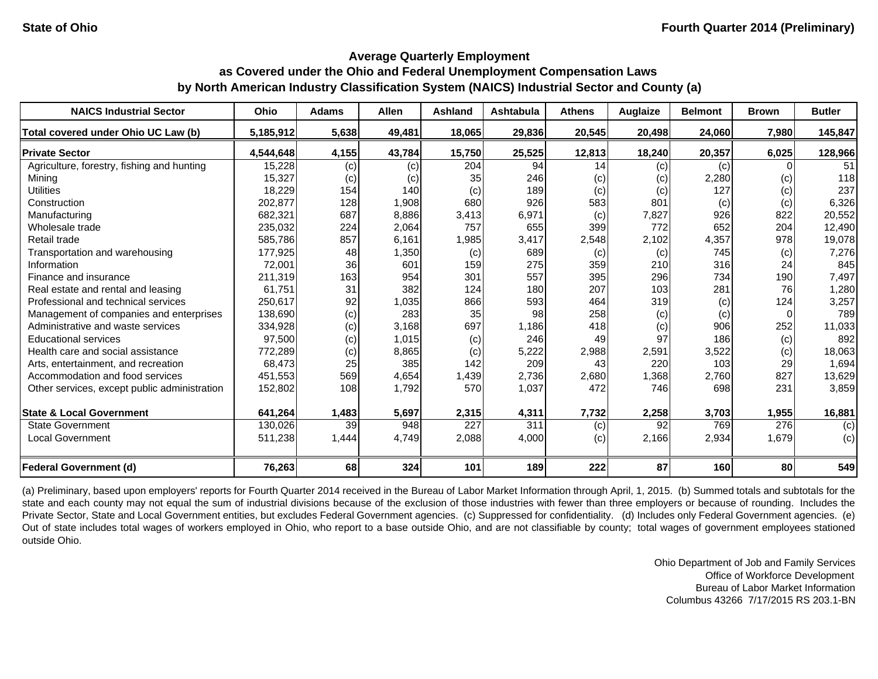State of Ohio

Fourth Quarter 2014 (Preliminary)

## Average Quarterly Employment as Covered under the Ohio and Federal Unemployment Compensation Laws by North American Industry Classification System (NAICS) Industrial Sector and County (a)

| NAICS Industrial Sector | Ohio | Adams | Allen | Ashland | Ashtabula | Athens | Auglaize | Belmont | Brown | Butler |
|---|---|---|---|---|---|---|---|---|---|---|
| **Total covered under Ohio UC Law (b)** | **5,185,912** | **5,638** | **49,481** | **18,065** | **29,836** | **20,545** | **20,498** | **24,060** | **7,980** | **145,847** |
| **Private Sector** | **4,544,648** | **4,155** | **43,784** | **15,750** | **25,525** | **12,813** | **18,240** | **20,357** | **6,025** | **128,966** |
| Agriculture, forestry, fishing and hunting | 15,228 | (c) | (c) | 204 | 94 | 14 | (c) | (c) | 0 | 51 |
| Mining | 15,327 | (c) | (c) | 35 | 246 | (c) | (c) | 2,280 | (c) | 118 |
| Utilities | 18,229 | 154 | 140 | (c) | 189 | (c) | (c) | 127 | (c) | 237 |
| Construction | 202,877 | 128 | 1,908 | 680 | 926 | 583 | 801 | (c) | (c) | 6,326 |
| Manufacturing | 682,321 | 687 | 8,886 | 3,413 | 6,971 | (c) | 7,827 | 926 | 822 | 20,552 |
| Wholesale trade | 235,032 | 224 | 2,064 | 757 | 655 | 399 | 772 | 652 | 204 | 12,490 |
| Retail trade | 585,786 | 857 | 6,161 | 1,985 | 3,417 | 2,548 | 2,102 | 4,357 | 978 | 19,078 |
| Transportation and warehousing | 177,925 | 48 | 1,350 | (c) | 689 | (c) | (c) | 745 | (c) | 7,276 |
| Information | 72,001 | 36 | 601 | 159 | 275 | 359 | 210 | 316 | 24 | 845 |
| Finance and insurance | 211,319 | 163 | 954 | 301 | 557 | 395 | 296 | 734 | 190 | 7,497 |
| Real estate and rental and leasing | 61,751 | 31 | 382 | 124 | 180 | 207 | 103 | 281 | 76 | 1,280 |
| Professional and technical services | 250,617 | 92 | 1,035 | 866 | 593 | 464 | 319 | (c) | 124 | 3,257 |
| Management of companies and enterprises | 138,690 | (c) | 283 | 35 | 98 | 258 | (c) | (c) | 0 | 789 |
| Administrative and waste services | 334,928 | (c) | 3,168 | 697 | 1,186 | 418 | (c) | 906 | 252 | 11,033 |
| Educational services | 97,500 | (c) | 1,015 | (c) | 246 | 49 | 97 | 186 | (c) | 892 |
| Health care and social assistance | 772,289 | (c) | 8,865 | (c) | 5,222 | 2,988 | 2,591 | 3,522 | (c) | 18,063 |
| Arts, entertainment, and recreation | 68,473 | 25 | 385 | 142 | 209 | 43 | 220 | 103 | 29 | 1,694 |
| Accommodation and food services | 451,553 | 569 | 4,654 | 1,439 | 2,736 | 2,680 | 1,368 | 2,760 | 827 | 13,629 |
| Other services, except public administration | 152,802 | 108 | 1,792 | 570 | 1,037 | 472 | 746 | 698 | 231 | 3,859 |
| **State & Local Government** | **641,264** | **1,483** | **5,697** | **2,315** | **4,311** | **7,732** | **2,258** | **3,703** | **1,955** | **16,881** |
| State Government | 130,026 | 39 | 948 | 227 | 311 | (c) | 92 | 769 | 276 | (c) |
| Local Government | 511,238 | 1,444 | 4,749 | 2,088 | 4,000 | (c) | 2,166 | 2,934 | 1,679 | (c) |
| **Federal Government (d)** | **76,263** | **68** | **324** | **101** | **189** | **222** | **87** | **160** | **80** | **549** |

(a) Preliminary, based upon employers' reports for Fourth Quarter 2014 received in the Bureau of Labor Market Information through April, 1, 2015. (b) Summed totals and subtotals for the state and each county may not equal the sum of industrial divisions because of the exclusion of those industries with fewer than three employers or because of rounding. Includes the Private Sector, State and Local Government entities, but excludes Federal Government agencies. (c) Suppressed for confidentiality. (d) Includes only Federal Government agencies. (e) Out of state includes total wages of workers employed in Ohio, who report to a base outside Ohio, and are not classifiable by county; total wages of government employees stationed outside Ohio.

Ohio Department of Job and Family Services
Office of Workforce Development
Bureau of Labor Market Information
Columbus 43266 7/17/2015 RS 203.1-BN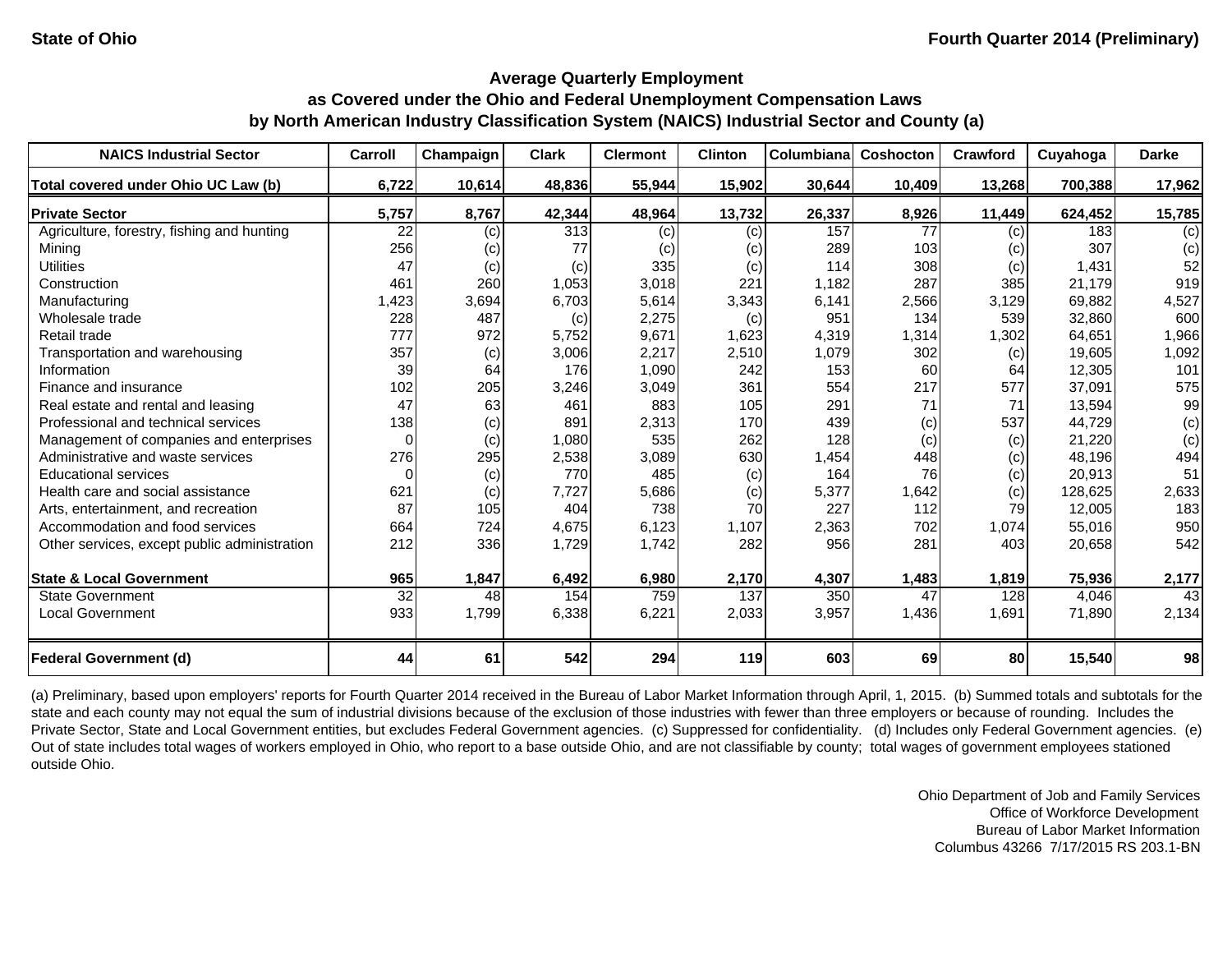State of Ohio — Fourth Quarter 2014 (Preliminary)

## Average Quarterly Employment
## as Covered under the Ohio and Federal Unemployment Compensation Laws
## by North American Industry Classification System (NAICS) Industrial Sector and County (a)

| NAICS Industrial Sector | Carroll | Champaign | Clark | Clermont | Clinton | Columbiana | Coshocton | Crawford | Cuyahoga | Darke |
|---|---|---|---|---|---|---|---|---|---|---|
| **Total covered under Ohio UC Law (b)** | **6,722** | **10,614** | **48,836** | **55,944** | **15,902** | **30,644** | **10,409** | **13,268** | **700,388** | **17,962** |
| **Private Sector** | **5,757** | **8,767** | **42,344** | **48,964** | **13,732** | **26,337** | **8,926** | **11,449** | **624,452** | **15,785** |
| Agriculture, forestry, fishing and hunting | 22 | (c) | 313 | (c) | (c) | 157 | 77 | (c) | 183 | (c) |
| Mining | 256 | (c) | 77 | (c) | (c) | 289 | 103 | (c) | 307 | (c) |
| Utilities | 47 | (c) | (c) | 335 | (c) | 114 | 308 | (c) | 1,431 | 52 |
| Construction | 461 | 260 | 1,053 | 3,018 | 221 | 1,182 | 287 | 385 | 21,179 | 919 |
| Manufacturing | 1,423 | 3,694 | 6,703 | 5,614 | 3,343 | 6,141 | 2,566 | 3,129 | 69,882 | 4,527 |
| Wholesale trade | 228 | 487 | (c) | 2,275 | (c) | 951 | 134 | 539 | 32,860 | 600 |
| Retail trade | 777 | 972 | 5,752 | 9,671 | 1,623 | 4,319 | 1,314 | 1,302 | 64,651 | 1,966 |
| Transportation and warehousing | 357 | (c) | 3,006 | 2,217 | 2,510 | 1,079 | 302 | (c) | 19,605 | 1,092 |
| Information | 39 | 64 | 176 | 1,090 | 242 | 153 | 60 | 64 | 12,305 | 101 |
| Finance and insurance | 102 | 205 | 3,246 | 3,049 | 361 | 554 | 217 | 577 | 37,091 | 575 |
| Real estate and rental and leasing | 47 | 63 | 461 | 883 | 105 | 291 | 71 | 71 | 13,594 | 99 |
| Professional and technical services | 138 | (c) | 891 | 2,313 | 170 | 439 | (c) | 537 | 44,729 | (c) |
| Management of companies and enterprises | 0 | (c) | 1,080 | 535 | 262 | 128 | (c) | (c) | 21,220 | (c) |
| Administrative and waste services | 276 | 295 | 2,538 | 3,089 | 630 | 1,454 | 448 | (c) | 48,196 | 494 |
| Educational services | 0 | (c) | 770 | 485 | (c) | 164 | 76 | (c) | 20,913 | 51 |
| Health care and social assistance | 621 | (c) | 7,727 | 5,686 | (c) | 5,377 | 1,642 | (c) | 128,625 | 2,633 |
| Arts, entertainment, and recreation | 87 | 105 | 404 | 738 | 70 | 227 | 112 | 79 | 12,005 | 183 |
| Accommodation and food services | 664 | 724 | 4,675 | 6,123 | 1,107 | 2,363 | 702 | 1,074 | 55,016 | 950 |
| Other services, except public administration | 212 | 336 | 1,729 | 1,742 | 282 | 956 | 281 | 403 | 20,658 | 542 |
| **State & Local Government** | **965** | **1,847** | **6,492** | **6,980** | **2,170** | **4,307** | **1,483** | **1,819** | **75,936** | **2,177** |
| State Government | 32 | 48 | 154 | 759 | 137 | 350 | 47 | 128 | 4,046 | 43 |
| Local Government | 933 | 1,799 | 6,338 | 6,221 | 2,033 | 3,957 | 1,436 | 1,691 | 71,890 | 2,134 |
| **Federal Government (d)** | **44** | **61** | **542** | **294** | **119** | **603** | **69** | **80** | **15,540** | **98** |

(a) Preliminary, based upon employers' reports for Fourth Quarter 2014 received in the Bureau of Labor Market Information through April, 1, 2015. (b) Summed totals and subtotals for the state and each county may not equal the sum of industrial divisions because of the exclusion of those industries with fewer than three employers or because of rounding. Includes the Private Sector, State and Local Government entities, but excludes Federal Government agencies. (c) Suppressed for confidentiality. (d) Includes only Federal Government agencies. (e) Out of state includes total wages of workers employed in Ohio, who report to a base outside Ohio, and are not classifiable by county; total wages of government employees stationed outside Ohio.

Ohio Department of Job and Family Services
Office of Workforce Development
Bureau of Labor Market Information
Columbus 43266 7/17/2015 RS 203.1-BN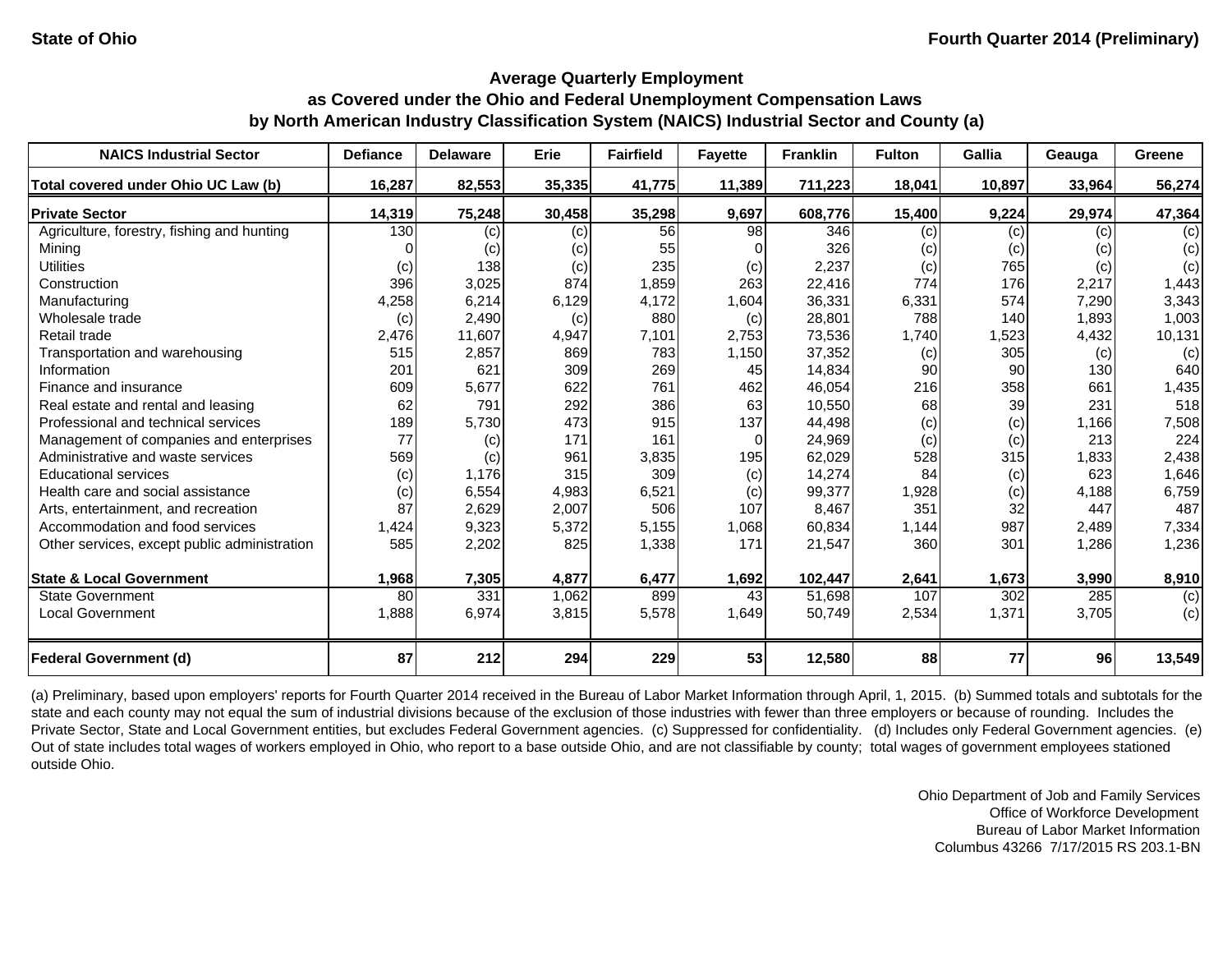State of Ohio — Fourth Quarter 2014 (Preliminary)

## Average Quarterly Employment
## as Covered under the Ohio and Federal Unemployment Compensation Laws
## by North American Industry Classification System (NAICS) Industrial Sector and County (a)

| NAICS Industrial Sector | Defiance | Delaware | Erie | Fairfield | Fayette | Franklin | Fulton | Gallia | Geauga | Greene |
|---|---|---|---|---|---|---|---|---|---|---|
| **Total covered under Ohio UC Law (b)** | **16,287** | **82,553** | **35,335** | **41,775** | **11,389** | **711,223** | **18,041** | **10,897** | **33,964** | **56,274** |
| **Private Sector** | **14,319** | **75,248** | **30,458** | **35,298** | **9,697** | **608,776** | **15,400** | **9,224** | **29,974** | **47,364** |
| Agriculture, forestry, fishing and hunting | 130 | (c) | (c) | 56 | 98 | 346 | (c) | (c) | (c) | (c) |
| Mining | 0 | (c) | (c) | 55 | 0 | 326 | (c) | (c) | (c) | (c) |
| Utilities | (c) | 138 | (c) | 235 | (c) | 2,237 | (c) | 765 | (c) | (c) |
| Construction | 396 | 3,025 | 874 | 1,859 | 263 | 22,416 | 774 | 176 | 2,217 | 1,443 |
| Manufacturing | 4,258 | 6,214 | 6,129 | 4,172 | 1,604 | 36,331 | 6,331 | 574 | 7,290 | 3,343 |
| Wholesale trade | (c) | 2,490 | (c) | 880 | (c) | 28,801 | 788 | 140 | 1,893 | 1,003 |
| Retail trade | 2,476 | 11,607 | 4,947 | 7,101 | 2,753 | 73,536 | 1,740 | 1,523 | 4,432 | 10,131 |
| Transportation and warehousing | 515 | 2,857 | 869 | 783 | 1,150 | 37,352 | (c) | 305 | (c) | (c) |
| Information | 201 | 621 | 309 | 269 | 45 | 14,834 | 90 | 90 | 130 | 640 |
| Finance and insurance | 609 | 5,677 | 622 | 761 | 462 | 46,054 | 216 | 358 | 661 | 1,435 |
| Real estate and rental and leasing | 62 | 791 | 292 | 386 | 63 | 10,550 | 68 | 39 | 231 | 518 |
| Professional and technical services | 189 | 5,730 | 473 | 915 | 137 | 44,498 | (c) | (c) | 1,166 | 7,508 |
| Management of companies and enterprises | 77 | (c) | 171 | 161 | 0 | 24,969 | (c) | (c) | 213 | 224 |
| Administrative and waste services | 569 | (c) | 961 | 3,835 | 195 | 62,029 | 528 | 315 | 1,833 | 2,438 |
| Educational services | (c) | 1,176 | 315 | 309 | (c) | 14,274 | 84 | (c) | 623 | 1,646 |
| Health care and social assistance | (c) | 6,554 | 4,983 | 6,521 | (c) | 99,377 | 1,928 | (c) | 4,188 | 6,759 |
| Arts, entertainment, and recreation | 87 | 2,629 | 2,007 | 506 | 107 | 8,467 | 351 | 32 | 447 | 487 |
| Accommodation and food services | 1,424 | 9,323 | 5,372 | 5,155 | 1,068 | 60,834 | 1,144 | 987 | 2,489 | 7,334 |
| Other services, except public administration | 585 | 2,202 | 825 | 1,338 | 171 | 21,547 | 360 | 301 | 1,286 | 1,236 |
| **State & Local Government** | **1,968** | **7,305** | **4,877** | **6,477** | **1,692** | **102,447** | **2,641** | **1,673** | **3,990** | **8,910** |
| State Government | 80 | 331 | 1,062 | 899 | 43 | 51,698 | 107 | 302 | 285 | (c) |
| Local Government | 1,888 | 6,974 | 3,815 | 5,578 | 1,649 | 50,749 | 2,534 | 1,371 | 3,705 | (c) |
| **Federal Government (d)** | **87** | **212** | **294** | **229** | **53** | **12,580** | **88** | **77** | **96** | **13,549** |

(a) Preliminary, based upon employers' reports for Fourth Quarter 2014 received in the Bureau of Labor Market Information through April, 1, 2015. (b) Summed totals and subtotals for the state and each county may not equal the sum of industrial divisions because of the exclusion of those industries with fewer than three employers or because of rounding. Includes the Private Sector, State and Local Government entities, but excludes Federal Government agencies. (c) Suppressed for confidentiality. (d) Includes only Federal Government agencies. (e) Out of state includes total wages of workers employed in Ohio, who report to a base outside Ohio, and are not classifiable by county; total wages of government employees stationed outside Ohio.

Ohio Department of Job and Family Services
Office of Workforce Development
Bureau of Labor Market Information
Columbus 43266 7/17/2015 RS 203.1-BN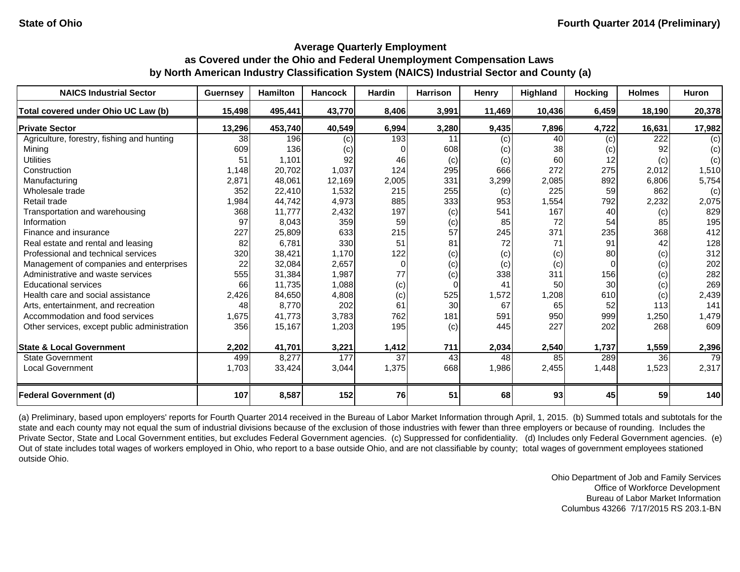State of Ohio — Fourth Quarter 2014 (Preliminary)

## Average Quarterly Employment
## as Covered under the Ohio and Federal Unemployment Compensation Laws
## by North American Industry Classification System (NAICS) Industrial Sector and County (a)

| NAICS Industrial Sector | Guernsey | Hamilton | Hancock | Hardin | Harrison | Henry | Highland | Hocking | Holmes | Huron |
|---|---|---|---|---|---|---|---|---|---|---|
| **Total covered under Ohio UC Law (b)** | **15,498** | **495,441** | **43,770** | **8,406** | **3,991** | **11,469** | **10,436** | **6,459** | **18,190** | **20,378** |
| **Private Sector** | **13,296** | **453,740** | **40,549** | **6,994** | **3,280** | **9,435** | **7,896** | **4,722** | **16,631** | **17,982** |
| Agriculture, forestry, fishing and hunting | 38 | 196 | (c) | 193 | 11 | (c) | 40 | (c) | 222 | (c) |
| Mining | 609 | 136 | (c) | 0 | 608 | (c) | 38 | (c) | 92 | (c) |
| Utilities | 51 | 1,101 | 92 | 46 | (c) | (c) | 60 | 12 | (c) | (c) |
| Construction | 1,148 | 20,702 | 1,037 | 124 | 295 | 666 | 272 | 275 | 2,012 | 1,510 |
| Manufacturing | 2,871 | 48,061 | 12,169 | 2,005 | 331 | 3,299 | 2,085 | 892 | 6,806 | 5,754 |
| Wholesale trade | 352 | 22,410 | 1,532 | 215 | 255 | (c) | 225 | 59 | 862 | (c) |
| Retail trade | 1,984 | 44,742 | 4,973 | 885 | 333 | 953 | 1,554 | 792 | 2,232 | 2,075 |
| Transportation and warehousing | 368 | 11,777 | 2,432 | 197 | (c) | 541 | 167 | 40 | (c) | 829 |
| Information | 97 | 8,043 | 359 | 59 | (c) | 85 | 72 | 54 | 85 | 195 |
| Finance and insurance | 227 | 25,809 | 633 | 215 | 57 | 245 | 371 | 235 | 368 | 412 |
| Real estate and rental and leasing | 82 | 6,781 | 330 | 51 | 81 | 72 | 71 | 91 | 42 | 128 |
| Professional and technical services | 320 | 38,421 | 1,170 | 122 | (c) | (c) | (c) | 80 | (c) | 312 |
| Management of companies and enterprises | 22 | 32,084 | 2,657 | 0 | (c) | (c) | (c) | 0 | (c) | 202 |
| Administrative and waste services | 555 | 31,384 | 1,987 | 77 | (c) | 338 | 311 | 156 | (c) | 282 |
| Educational services | 66 | 11,735 | 1,088 | (c) | 0 | 41 | 50 | 30 | (c) | 269 |
| Health care and social assistance | 2,426 | 84,650 | 4,808 | (c) | 525 | 1,572 | 1,208 | 610 | (c) | 2,439 |
| Arts, entertainment, and recreation | 48 | 8,770 | 202 | 61 | 30 | 67 | 65 | 52 | 113 | 141 |
| Accommodation and food services | 1,675 | 41,773 | 3,783 | 762 | 181 | 591 | 950 | 999 | 1,250 | 1,479 |
| Other services, except public administration | 356 | 15,167 | 1,203 | 195 | (c) | 445 | 227 | 202 | 268 | 609 |
| **State & Local Government** | **2,202** | **41,701** | **3,221** | **1,412** | **711** | **2,034** | **2,540** | **1,737** | **1,559** | **2,396** |
| State Government | 499 | 8,277 | 177 | 37 | 43 | 48 | 85 | 289 | 36 | 79 |
| Local Government | 1,703 | 33,424 | 3,044 | 1,375 | 668 | 1,986 | 2,455 | 1,448 | 1,523 | 2,317 |
| **Federal Government (d)** | **107** | **8,587** | **152** | **76** | **51** | **68** | **93** | **45** | **59** | **140** |

(a) Preliminary, based upon employers' reports for Fourth Quarter 2014 received in the Bureau of Labor Market Information through April, 1, 2015. (b) Summed totals and subtotals for the state and each county may not equal the sum of industrial divisions because of the exclusion of those industries with fewer than three employers or because of rounding. Includes the Private Sector, State and Local Government entities, but excludes Federal Government agencies. (c) Suppressed for confidentiality. (d) Includes only Federal Government agencies. (e) Out of state includes total wages of workers employed in Ohio, who report to a base outside Ohio, and are not classifiable by county; total wages of government employees stationed outside Ohio.

Ohio Department of Job and Family Services
Office of Workforce Development
Bureau of Labor Market Information
Columbus 43266 7/17/2015 RS 203.1-BN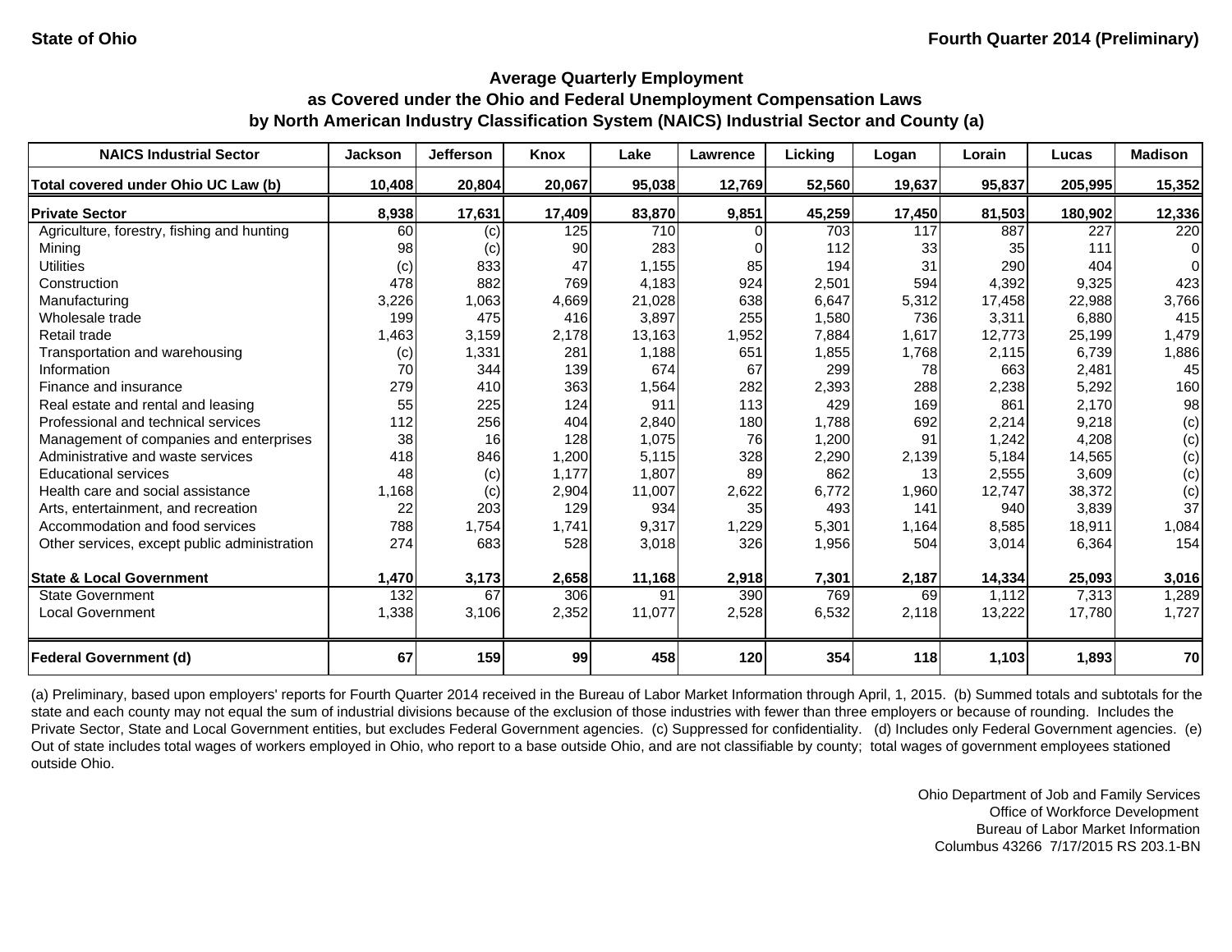State of Ohio

Fourth Quarter 2014 (Preliminary)

## Average Quarterly Employment as Covered under the Ohio and Federal Unemployment Compensation Laws by North American Industry Classification System (NAICS) Industrial Sector and County (a)

| NAICS Industrial Sector | Jackson | Jefferson | Knox | Lake | Lawrence | Licking | Logan | Lorain | Lucas | Madison |
|---|---|---|---|---|---|---|---|---|---|---|
| **Total covered under Ohio UC Law (b)** | **10,408** | **20,804** | **20,067** | **95,038** | **12,769** | **52,560** | **19,637** | **95,837** | **205,995** | **15,352** |
| **Private Sector** | **8,938** | **17,631** | **17,409** | **83,870** | **9,851** | **45,259** | **17,450** | **81,503** | **180,902** | **12,336** |
| Agriculture, forestry, fishing and hunting | 60 | (c) | 125 | 710 | 0 | 703 | 117 | 887 | 227 | 220 |
| Mining | 98 | (c) | 90 | 283 | 0 | 112 | 33 | 35 | 111 | 0 |
| Utilities | (c) | 833 | 47 | 1,155 | 85 | 194 | 31 | 290 | 404 | 0 |
| Construction | 478 | 882 | 769 | 4,183 | 924 | 2,501 | 594 | 4,392 | 9,325 | 423 |
| Manufacturing | 3,226 | 1,063 | 4,669 | 21,028 | 638 | 6,647 | 5,312 | 17,458 | 22,988 | 3,766 |
| Wholesale trade | 199 | 475 | 416 | 3,897 | 255 | 1,580 | 736 | 3,311 | 6,880 | 415 |
| Retail trade | 1,463 | 3,159 | 2,178 | 13,163 | 1,952 | 7,884 | 1,617 | 12,773 | 25,199 | 1,479 |
| Transportation and warehousing | (c) | 1,331 | 281 | 1,188 | 651 | 1,855 | 1,768 | 2,115 | 6,739 | 1,886 |
| Information | 70 | 344 | 139 | 674 | 67 | 299 | 78 | 663 | 2,481 | 45 |
| Finance and insurance | 279 | 410 | 363 | 1,564 | 282 | 2,393 | 288 | 2,238 | 5,292 | 160 |
| Real estate and rental and leasing | 55 | 225 | 124 | 911 | 113 | 429 | 169 | 861 | 2,170 | 98 |
| Professional and technical services | 112 | 256 | 404 | 2,840 | 180 | 1,788 | 692 | 2,214 | 9,218 | (c) |
| Management of companies and enterprises | 38 | 16 | 128 | 1,075 | 76 | 1,200 | 91 | 1,242 | 4,208 | (c) |
| Administrative and waste services | 418 | 846 | 1,200 | 5,115 | 328 | 2,290 | 2,139 | 5,184 | 14,565 | (c) |
| Educational services | 48 | (c) | 1,177 | 1,807 | 89 | 862 | 13 | 2,555 | 3,609 | (c) |
| Health care and social assistance | 1,168 | (c) | 2,904 | 11,007 | 2,622 | 6,772 | 1,960 | 12,747 | 38,372 | (c) |
| Arts, entertainment, and recreation | 22 | 203 | 129 | 934 | 35 | 493 | 141 | 940 | 3,839 | 37 |
| Accommodation and food services | 788 | 1,754 | 1,741 | 9,317 | 1,229 | 5,301 | 1,164 | 8,585 | 18,911 | 1,084 |
| Other services, except public administration | 274 | 683 | 528 | 3,018 | 326 | 1,956 | 504 | 3,014 | 6,364 | 154 |
| **State & Local Government** | **1,470** | **3,173** | **2,658** | **11,168** | **2,918** | **7,301** | **2,187** | **14,334** | **25,093** | **3,016** |
| State Government | 132 | 67 | 306 | 91 | 390 | 769 | 69 | 1,112 | 7,313 | 1,289 |
| Local Government | 1,338 | 3,106 | 2,352 | 11,077 | 2,528 | 6,532 | 2,118 | 13,222 | 17,780 | 1,727 |
| **Federal Government (d)** | **67** | **159** | **99** | **458** | **120** | **354** | **118** | **1,103** | **1,893** | **70** |

(a) Preliminary, based upon employers' reports for Fourth Quarter 2014 received in the Bureau of Labor Market Information through April, 1, 2015. (b) Summed totals and subtotals for the state and each county may not equal the sum of industrial divisions because of the exclusion of those industries with fewer than three employers or because of rounding. Includes the Private Sector, State and Local Government entities, but excludes Federal Government agencies. (c) Suppressed for confidentiality. (d) Includes only Federal Government agencies. (e) Out of state includes total wages of workers employed in Ohio, who report to a base outside Ohio, and are not classifiable by county; total wages of government employees stationed outside Ohio.

Ohio Department of Job and Family Services
Office of Workforce Development
Bureau of Labor Market Information
Columbus 43266 7/17/2015 RS 203.1-BN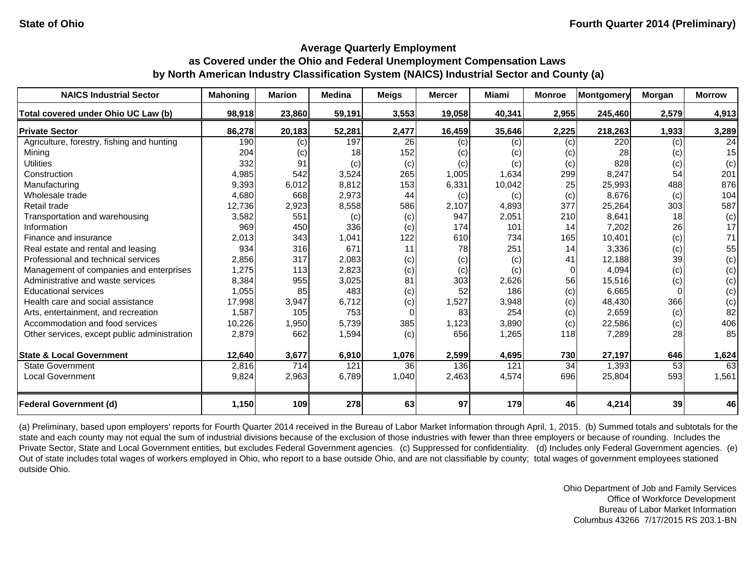State of Ohio

Fourth Quarter 2014 (Preliminary)

**Average Quarterly Employment**
**as Covered under the Ohio and Federal Unemployment Compensation Laws**
**by North American Industry Classification System (NAICS) Industrial Sector and County (a)**

| NAICS Industrial Sector | Mahoning | Marion | Medina | Meigs | Mercer | Miami | Monroe | Montgomery | Morgan | Morrow |
|---|---|---|---|---|---|---|---|---|---|---|
| **Total covered under Ohio UC Law (b)** | **98,918** | **23,860** | **59,191** | **3,553** | **19,058** | **40,341** | **2,955** | **245,460** | **2,579** | **4,913** |
| **Private Sector** | **86,278** | **20,183** | **52,281** | **2,477** | **16,459** | **35,646** | **2,225** | **218,263** | **1,933** | **3,289** |
| Agriculture, forestry, fishing and hunting | 190 | (c) | 197 | 26 | (c) | (c) | (c) | 220 | (c) | 24 |
| Mining | 204 | (c) | 18 | 152 | (c) | (c) | (c) | 28 | (c) | 15 |
| Utilities | 332 | 91 | (c) | (c) | (c) | (c) | (c) | 828 | (c) | (c) |
| Construction | 4,985 | 542 | 3,524 | 265 | 1,005 | 1,634 | 299 | 8,247 | 54 | 201 |
| Manufacturing | 9,393 | 6,012 | 8,812 | 153 | 6,331 | 10,042 | 25 | 25,993 | 488 | 876 |
| Wholesale trade | 4,680 | 668 | 2,973 | 44 | (c) | (c) | (c) | 8,676 | (c) | 104 |
| Retail trade | 12,736 | 2,923 | 8,558 | 586 | 2,107 | 4,893 | 377 | 25,264 | 303 | 587 |
| Transportation and warehousing | 3,582 | 551 | (c) | (c) | 947 | 2,051 | 210 | 8,641 | 18 | (c) |
| Information | 969 | 450 | 336 | (c) | 174 | 101 | 14 | 7,202 | 26 | 17 |
| Finance and insurance | 2,013 | 343 | 1,041 | 122 | 610 | 734 | 165 | 10,401 | (c) | 71 |
| Real estate and rental and leasing | 934 | 316 | 671 | 11 | 78 | 251 | 14 | 3,336 | (c) | 55 |
| Professional and technical services | 2,856 | 317 | 2,083 | (c) | (c) | (c) | 41 | 12,188 | 39 | (c) |
| Management of companies and enterprises | 1,275 | 113 | 2,823 | (c) | (c) | (c) | 0 | 4,094 | (c) | (c) |
| Administrative and waste services | 8,384 | 955 | 3,025 | 81 | 303 | 2,626 | 56 | 15,516 | (c) | (c) |
| Educational services | 1,055 | 85 | 483 | (c) | 52 | 186 | (c) | 6,665 | 0 | (c) |
| Health care and social assistance | 17,998 | 3,947 | 6,712 | (c) | 1,527 | 3,948 | (c) | 48,430 | 366 | (c) |
| Arts, entertainment, and recreation | 1,587 | 105 | 753 | 0 | 83 | 254 | (c) | 2,659 | (c) | 82 |
| Accommodation and food services | 10,226 | 1,950 | 5,739 | 385 | 1,123 | 3,890 | (c) | 22,586 | (c) | 406 |
| Other services, except public administration | 2,879 | 662 | 1,594 | (c) | 656 | 1,265 | 118 | 7,289 | 28 | 85 |
| **State & Local Government** | **12,640** | **3,677** | **6,910** | **1,076** | **2,599** | **4,695** | **730** | **27,197** | **646** | **1,624** |
| State Government | 2,816 | 714 | 121 | 36 | 136 | 121 | 34 | 1,393 | 53 | 63 |
| Local Government | 9,824 | 2,963 | 6,789 | 1,040 | 2,463 | 4,574 | 696 | 25,804 | 593 | 1,561 |
| **Federal Government (d)** | **1,150** | **109** | **278** | **63** | **97** | **179** | **46** | **4,214** | **39** | **46** |

(a) Preliminary, based upon employers' reports for Fourth Quarter 2014 received in the Bureau of Labor Market Information through April, 1, 2015. (b) Summed totals and subtotals for the state and each county may not equal the sum of industrial divisions because of the exclusion of those industries with fewer than three employers or because of rounding. Includes the Private Sector, State and Local Government entities, but excludes Federal Government agencies. (c) Suppressed for confidentiality. (d) Includes only Federal Government agencies. (e) Out of state includes total wages of workers employed in Ohio, who report to a base outside Ohio, and are not classifiable by county; total wages of government employees stationed outside Ohio.

Ohio Department of Job and Family Services
Office of Workforce Development
Bureau of Labor Market Information
Columbus 43266 7/17/2015 RS 203.1-BN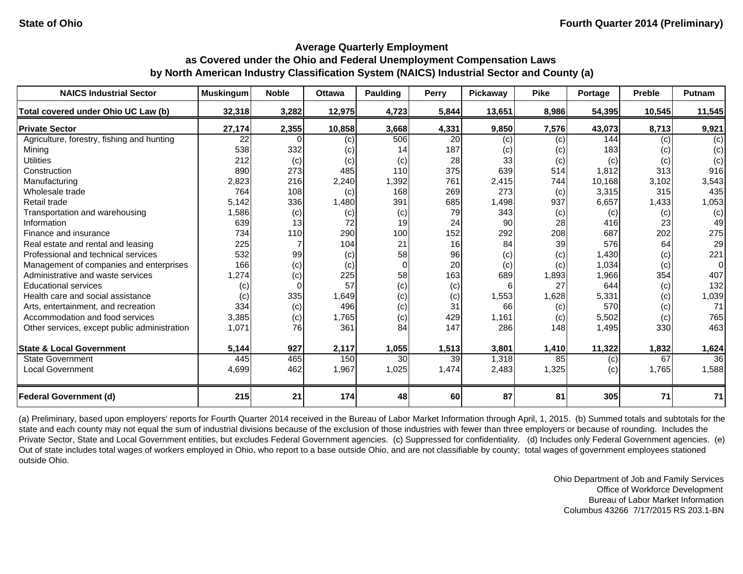State of Ohio

Fourth Quarter 2014 (Preliminary)

## Average Quarterly Employment as Covered under the Ohio and Federal Unemployment Compensation Laws by North American Industry Classification System (NAICS) Industrial Sector and County (a)

| NAICS Industrial Sector | Muskingum | Noble | Ottawa | Paulding | Perry | Pickaway | Pike | Portage | Preble | Putnam |
|---|---|---|---|---|---|---|---|---|---|---|
| **Total covered under Ohio UC Law (b)** | **32,318** | **3,282** | **12,975** | **4,723** | **5,844** | **13,651** | **8,986** | **54,395** | **10,545** | **11,545** |
| **Private Sector** | **27,174** | **2,355** | **10,858** | **3,668** | **4,331** | **9,850** | **7,576** | **43,073** | **8,713** | **9,921** |
| Agriculture, forestry, fishing and hunting | 22 | 0 | (c) | 506 | 20 | (c) | (c) | 144 | (c) | (c) |
| Mining | 538 | 332 | (c) | 14 | 187 | (c) | (c) | 183 | (c) | (c) |
| Utilities | 212 | (c) | (c) | (c) | 28 | 33 | (c) | (c) | (c) | (c) |
| Construction | 890 | 273 | 485 | 110 | 375 | 639 | 514 | 1,812 | 313 | 916 |
| Manufacturing | 2,823 | 216 | 2,240 | 1,392 | 761 | 2,415 | 744 | 10,168 | 3,102 | 3,543 |
| Wholesale trade | 764 | 108 | (c) | 168 | 269 | 273 | (c) | 3,315 | 315 | 435 |
| Retail trade | 5,142 | 336 | 1,480 | 391 | 685 | 1,498 | 937 | 6,657 | 1,433 | 1,053 |
| Transportation and warehousing | 1,586 | (c) | (c) | (c) | 79 | 343 | (c) | (c) | (c) | (c) |
| Information | 639 | 13 | 72 | 19 | 24 | 90 | 28 | 416 | 23 | 49 |
| Finance and insurance | 734 | 110 | 290 | 100 | 152 | 292 | 208 | 687 | 202 | 275 |
| Real estate and rental and leasing | 225 | 7 | 104 | 21 | 16 | 84 | 39 | 576 | 64 | 29 |
| Professional and technical services | 532 | 99 | (c) | 58 | 96 | (c) | (c) | 1,430 | (c) | 221 |
| Management of companies and enterprises | 166 | (c) | (c) | 0 | 20 | (c) | (c) | 1,034 | (c) | 0 |
| Administrative and waste services | 1,274 | (c) | 225 | 58 | 163 | 689 | 1,893 | 1,966 | 354 | 407 |
| Educational services | (c) | 0 | 57 | (c) | (c) | 6 | 27 | 644 | (c) | 132 |
| Health care and social assistance | (c) | 335 | 1,649 | (c) | (c) | 1,553 | 1,628 | 5,331 | (c) | 1,039 |
| Arts, entertainment, and recreation | 334 | (c) | 496 | (c) | 31 | 66 | (c) | 570 | (c) | 71 |
| Accommodation and food services | 3,385 | (c) | 1,765 | (c) | 429 | 1,161 | (c) | 5,502 | (c) | 765 |
| Other services, except public administration | 1,071 | 76 | 361 | 84 | 147 | 286 | 148 | 1,495 | 330 | 463 |
| **State & Local Government** | **5,144** | **927** | **2,117** | **1,055** | **1,513** | **3,801** | **1,410** | **11,322** | **1,832** | **1,624** |
| State Government | 445 | 465 | 150 | 30 | 39 | 1,318 | 85 | (c) | 67 | 36 |
| Local Government | 4,699 | 462 | 1,967 | 1,025 | 1,474 | 2,483 | 1,325 | (c) | 1,765 | 1,588 |
| **Federal Government (d)** | **215** | **21** | **174** | **48** | **60** | **87** | **81** | **305** | **71** | **71** |

(a) Preliminary, based upon employers' reports for Fourth Quarter 2014 received in the Bureau of Labor Market Information through April, 1, 2015. (b) Summed totals and subtotals for the state and each county may not equal the sum of industrial divisions because of the exclusion of those industries with fewer than three employers or because of rounding. Includes the Private Sector, State and Local Government entities, but excludes Federal Government agencies. (c) Suppressed for confidentiality. (d) Includes only Federal Government agencies. (e) Out of state includes total wages of workers employed in Ohio, who report to a base outside Ohio, and are not classifiable by county; total wages of government employees stationed outside Ohio.

Ohio Department of Job and Family Services
Office of Workforce Development
Bureau of Labor Market Information
Columbus 43266 7/17/2015 RS 203.1-BN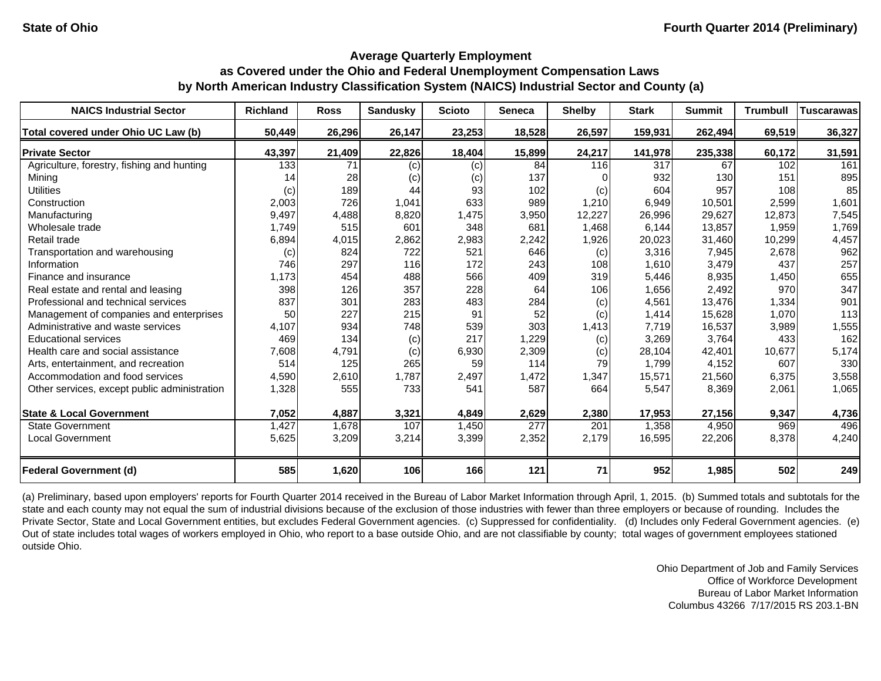State of Ohio

Fourth Quarter 2014 (Preliminary)

## Average Quarterly Employment
## as Covered under the Ohio and Federal Unemployment Compensation Laws
## by North American Industry Classification System (NAICS) Industrial Sector and County (a)

| NAICS Industrial Sector | Richland | Ross | Sandusky | Scioto | Seneca | Shelby | Stark | Summit | Trumbull | Tuscarawas |
|---|---|---|---|---|---|---|---|---|---|---|
| **Total covered under Ohio UC Law (b)** | **50,449** | **26,296** | **26,147** | **23,253** | **18,528** | **26,597** | **159,931** | **262,494** | **69,519** | **36,327** |
| **Private Sector** | **43,397** | **21,409** | **22,826** | **18,404** | **15,899** | **24,217** | **141,978** | **235,338** | **60,172** | **31,591** |
| Agriculture, forestry, fishing and hunting | 133 | 71 | (c) | (c) | 84 | 116 | 317 | 67 | 102 | 161 |
| Mining | 14 | 28 | (c) | (c) | 137 | 0 | 932 | 130 | 151 | 895 |
| Utilities | (c) | 189 | 44 | 93 | 102 | (c) | 604 | 957 | 108 | 85 |
| Construction | 2,003 | 726 | 1,041 | 633 | 989 | 1,210 | 6,949 | 10,501 | 2,599 | 1,601 |
| Manufacturing | 9,497 | 4,488 | 8,820 | 1,475 | 3,950 | 12,227 | 26,996 | 29,627 | 12,873 | 7,545 |
| Wholesale trade | 1,749 | 515 | 601 | 348 | 681 | 1,468 | 6,144 | 13,857 | 1,959 | 1,769 |
| Retail trade | 6,894 | 4,015 | 2,862 | 2,983 | 2,242 | 1,926 | 20,023 | 31,460 | 10,299 | 4,457 |
| Transportation and warehousing | (c) | 824 | 722 | 521 | 646 | (c) | 3,316 | 7,945 | 2,678 | 962 |
| Information | 746 | 297 | 116 | 172 | 243 | 108 | 1,610 | 3,479 | 437 | 257 |
| Finance and insurance | 1,173 | 454 | 488 | 566 | 409 | 319 | 5,446 | 8,935 | 1,450 | 655 |
| Real estate and rental and leasing | 398 | 126 | 357 | 228 | 64 | 106 | 1,656 | 2,492 | 970 | 347 |
| Professional and technical services | 837 | 301 | 283 | 483 | 284 | (c) | 4,561 | 13,476 | 1,334 | 901 |
| Management of companies and enterprises | 50 | 227 | 215 | 91 | 52 | (c) | 1,414 | 15,628 | 1,070 | 113 |
| Administrative and waste services | 4,107 | 934 | 748 | 539 | 303 | 1,413 | 7,719 | 16,537 | 3,989 | 1,555 |
| Educational services | 469 | 134 | (c) | 217 | 1,229 | (c) | 3,269 | 3,764 | 433 | 162 |
| Health care and social assistance | 7,608 | 4,791 | (c) | 6,930 | 2,309 | (c) | 28,104 | 42,401 | 10,677 | 5,174 |
| Arts, entertainment, and recreation | 514 | 125 | 265 | 59 | 114 | 79 | 1,799 | 4,152 | 607 | 330 |
| Accommodation and food services | 4,590 | 2,610 | 1,787 | 2,497 | 1,472 | 1,347 | 15,571 | 21,560 | 6,375 | 3,558 |
| Other services, except public administration | 1,328 | 555 | 733 | 541 | 587 | 664 | 5,547 | 8,369 | 2,061 | 1,065 |
| **State & Local Government** | **7,052** | **4,887** | **3,321** | **4,849** | **2,629** | **2,380** | **17,953** | **27,156** | **9,347** | **4,736** |
| State Government | 1,427 | 1,678 | 107 | 1,450 | 277 | 201 | 1,358 | 4,950 | 969 | 496 |
| Local Government | 5,625 | 3,209 | 3,214 | 3,399 | 2,352 | 2,179 | 16,595 | 22,206 | 8,378 | 4,240 |
| **Federal Government (d)** | **585** | **1,620** | **106** | **166** | **121** | **71** | **952** | **1,985** | **502** | **249** |

(a) Preliminary, based upon employers' reports for Fourth Quarter 2014 received in the Bureau of Labor Market Information through April, 1, 2015. (b) Summed totals and subtotals for the state and each county may not equal the sum of industrial divisions because of the exclusion of those industries with fewer than three employers or because of rounding. Includes the Private Sector, State and Local Government entities, but excludes Federal Government agencies. (c) Suppressed for confidentiality. (d) Includes only Federal Government agencies. (e) Out of state includes total wages of workers employed in Ohio, who report to a base outside Ohio, and are not classifiable by county; total wages of government employees stationed outside Ohio.

Ohio Department of Job and Family Services
Office of Workforce Development
Bureau of Labor Market Information
Columbus 43266 7/17/2015 RS 203.1-BN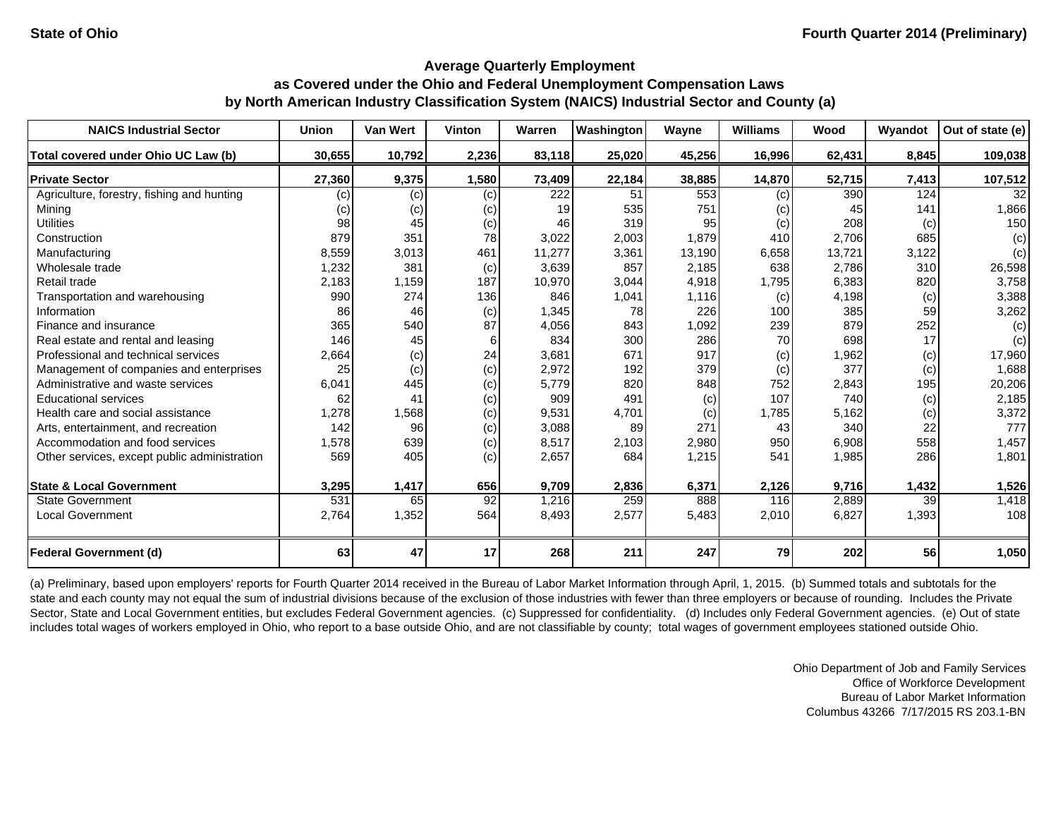State of Ohio

Fourth Quarter 2014 (Preliminary)

**Average Quarterly Employment as Covered under the Ohio and Federal Unemployment Compensation Laws by North American Industry Classification System (NAICS) Industrial Sector and County (a)**

| NAICS Industrial Sector | Union | Van Wert | Vinton | Warren | Washington | Wayne | Williams | Wood | Wyandot | Out of state (e) |
|---|---|---|---|---|---|---|---|---|---|---|
| **Total covered under Ohio UC Law (b)** | **30,655** | **10,792** | **2,236** | **83,118** | **25,020** | **45,256** | **16,996** | **62,431** | **8,845** | **109,038** |
| **Private Sector** | **27,360** | **9,375** | **1,580** | **73,409** | **22,184** | **38,885** | **14,870** | **52,715** | **7,413** | **107,512** |
| Agriculture, forestry, fishing and hunting | (c) | (c) | (c) | 222 | 51 | 553 | (c) | 390 | 124 | 32 |
| Mining | (c) | (c) | (c) | 19 | 535 | 751 | (c) | 45 | 141 | 1,866 |
| Utilities | 98 | 45 | (c) | 46 | 319 | 95 | (c) | 208 | (c) | 150 |
| Construction | 879 | 351 | 78 | 3,022 | 2,003 | 1,879 | 410 | 2,706 | 685 | (c) |
| Manufacturing | 8,559 | 3,013 | 461 | 11,277 | 3,361 | 13,190 | 6,658 | 13,721 | 3,122 | (c) |
| Wholesale trade | 1,232 | 381 | (c) | 3,639 | 857 | 2,185 | 638 | 2,786 | 310 | 26,598 |
| Retail trade | 2,183 | 1,159 | 187 | 10,970 | 3,044 | 4,918 | 1,795 | 6,383 | 820 | 3,758 |
| Transportation and warehousing | 990 | 274 | 136 | 846 | 1,041 | 1,116 | (c) | 4,198 | (c) | 3,388 |
| Information | 86 | 46 | (c) | 1,345 | 78 | 226 | 100 | 385 | 59 | 3,262 |
| Finance and insurance | 365 | 540 | 87 | 4,056 | 843 | 1,092 | 239 | 879 | 252 | (c) |
| Real estate and rental and leasing | 146 | 45 | 6 | 834 | 300 | 286 | 70 | 698 | 17 | (c) |
| Professional and technical services | 2,664 | (c) | 24 | 3,681 | 671 | 917 | (c) | 1,962 | (c) | 17,960 |
| Management of companies and enterprises | 25 | (c) | (c) | 2,972 | 192 | 379 | (c) | 377 | (c) | 1,688 |
| Administrative and waste services | 6,041 | 445 | (c) | 5,779 | 820 | 848 | 752 | 2,843 | 195 | 20,206 |
| Educational services | 62 | 41 | (c) | 909 | 491 | (c) | 107 | 740 | (c) | 2,185 |
| Health care and social assistance | 1,278 | 1,568 | (c) | 9,531 | 4,701 | (c) | 1,785 | 5,162 | (c) | 3,372 |
| Arts, entertainment, and recreation | 142 | 96 | (c) | 3,088 | 89 | 271 | 43 | 340 | 22 | 777 |
| Accommodation and food services | 1,578 | 639 | (c) | 8,517 | 2,103 | 2,980 | 950 | 6,908 | 558 | 1,457 |
| Other services, except public administration | 569 | 405 | (c) | 2,657 | 684 | 1,215 | 541 | 1,985 | 286 | 1,801 |
| **State & Local Government** | **3,295** | **1,417** | **656** | **9,709** | **2,836** | **6,371** | **2,126** | **9,716** | **1,432** | **1,526** |
| State Government | 531 | 65 | 92 | 1,216 | 259 | 888 | 116 | 2,889 | 39 | 1,418 |
| Local Government | 2,764 | 1,352 | 564 | 8,493 | 2,577 | 5,483 | 2,010 | 6,827 | 1,393 | 108 |
| **Federal Government (d)** | **63** | **47** | **17** | **268** | **211** | **247** | **79** | **202** | **56** | **1,050** |

(a) Preliminary, based upon employers' reports for Fourth Quarter 2014 received in the Bureau of Labor Market Information through April, 1, 2015. (b) Summed totals and subtotals for the state and each county may not equal the sum of industrial divisions because of the exclusion of those industries with fewer than three employers or because of rounding. Includes the Private Sector, State and Local Government entities, but excludes Federal Government agencies. (c) Suppressed for confidentiality. (d) Includes only Federal Government agencies. (e) Out of state includes total wages of workers employed in Ohio, who report to a base outside Ohio, and are not classifiable by county; total wages of government employees stationed outside Ohio.

Ohio Department of Job and Family Services
Office of Workforce Development
Bureau of Labor Market Information
Columbus 43266 7/17/2015 RS 203.1-BN